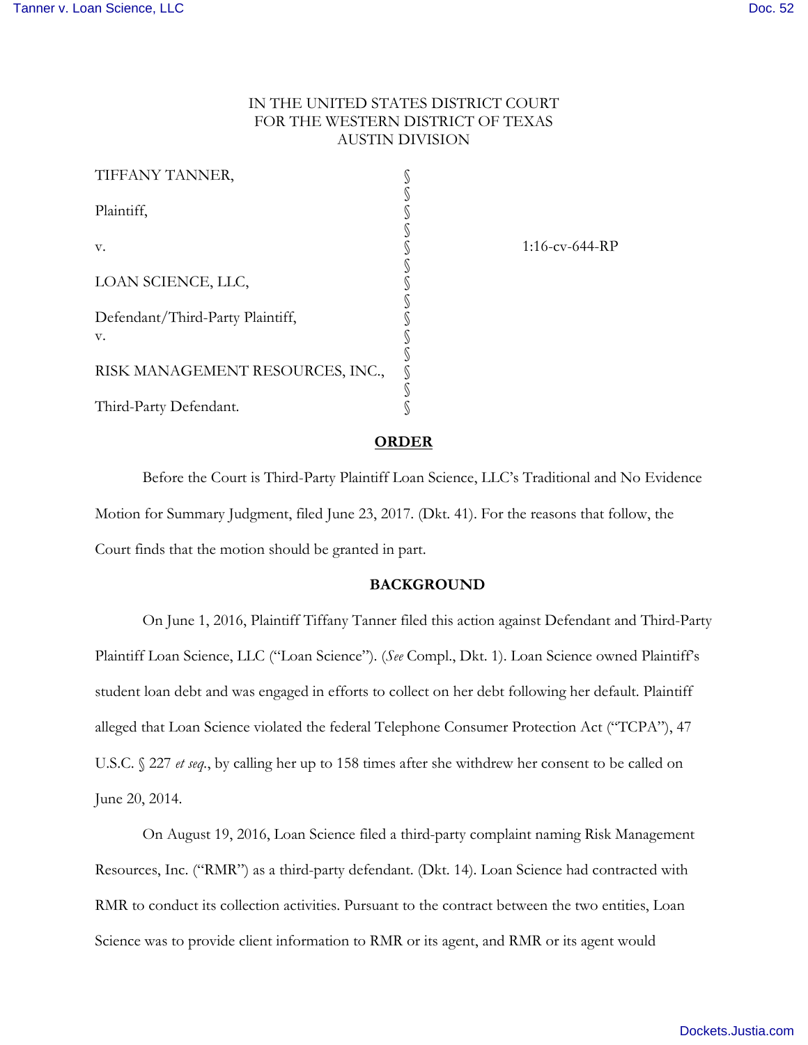IN THE UNITED STATES DISTRICT COURT
FOR THE WESTERN DISTRICT OF TEXAS
AUSTIN DIVISION

| | | |
|---|---|---|
| TIFFANY TANNER, | § | |
| | § | |
| Plaintiff, | § | |
| | § | |
| v. | § | 1:16-cv-644-RP |
| | § | |
| LOAN SCIENCE, LLC, | § | |
| | § | |
| Defendant/Third-Party Plaintiff, | § | |
| v. | § | |
| | § | |
| RISK MANAGEMENT RESOURCES, INC., | § | |
| | § | |
| Third-Party Defendant. | § | |

## ORDER

Before the Court is Third-Party Plaintiff Loan Science, LLC's Traditional and No Evidence Motion for Summary Judgment, filed June 23, 2017. (Dkt. 41). For the reasons that follow, the Court finds that the motion should be granted in part.

## BACKGROUND

On June 1, 2016, Plaintiff Tiffany Tanner filed this action against Defendant and Third-Party Plaintiff Loan Science, LLC ("Loan Science"). (*See* Compl., Dkt. 1). Loan Science owned Plaintiff's student loan debt and was engaged in efforts to collect on her debt following her default. Plaintiff alleged that Loan Science violated the federal Telephone Consumer Protection Act ("TCPA"), 47 U.S.C. § 227 *et seq*., by calling her up to 158 times after she withdrew her consent to be called on June 20, 2014.

On August 19, 2016, Loan Science filed a third-party complaint naming Risk Management Resources, Inc. ("RMR") as a third-party defendant. (Dkt. 14). Loan Science had contracted with RMR to conduct its collection activities. Pursuant to the contract between the two entities, Loan Science was to provide client information to RMR or its agent, and RMR or its agent would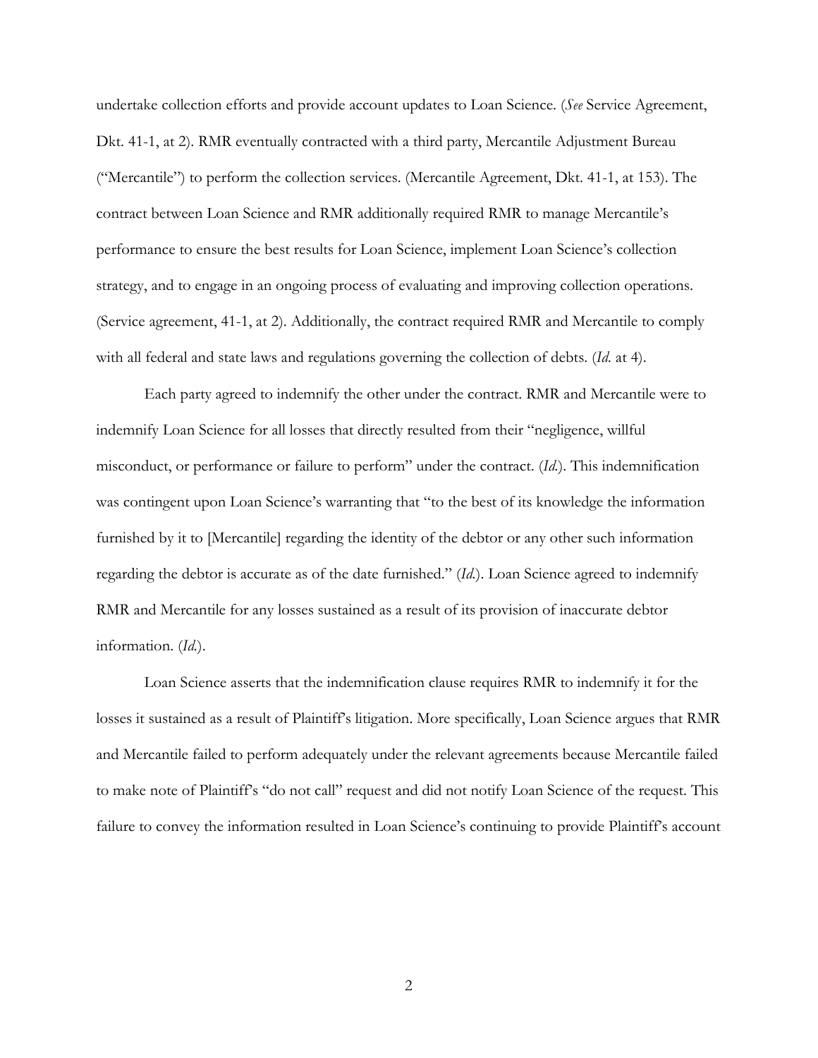undertake collection efforts and provide account updates to Loan Science. (*See* Service Agreement, Dkt. 41-1, at 2). RMR eventually contracted with a third party, Mercantile Adjustment Bureau ("Mercantile") to perform the collection services. (Mercantile Agreement, Dkt. 41-1, at 153). The contract between Loan Science and RMR additionally required RMR to manage Mercantile's performance to ensure the best results for Loan Science, implement Loan Science's collection strategy, and to engage in an ongoing process of evaluating and improving collection operations. (Service agreement, 41-1, at 2). Additionally, the contract required RMR and Mercantile to comply with all federal and state laws and regulations governing the collection of debts. (*Id.* at 4).

Each party agreed to indemnify the other under the contract. RMR and Mercantile were to indemnify Loan Science for all losses that directly resulted from their "negligence, willful misconduct, or performance or failure to perform" under the contract. (*Id.*). This indemnification was contingent upon Loan Science's warranting that "to the best of its knowledge the information furnished by it to [Mercantile] regarding the identity of the debtor or any other such information regarding the debtor is accurate as of the date furnished." (*Id.*). Loan Science agreed to indemnify RMR and Mercantile for any losses sustained as a result of its provision of inaccurate debtor information. (*Id.*).

Loan Science asserts that the indemnification clause requires RMR to indemnify it for the losses it sustained as a result of Plaintiff's litigation. More specifically, Loan Science argues that RMR and Mercantile failed to perform adequately under the relevant agreements because Mercantile failed to make note of Plaintiff's "do not call" request and did not notify Loan Science of the request. This failure to convey the information resulted in Loan Science's continuing to provide Plaintiff's account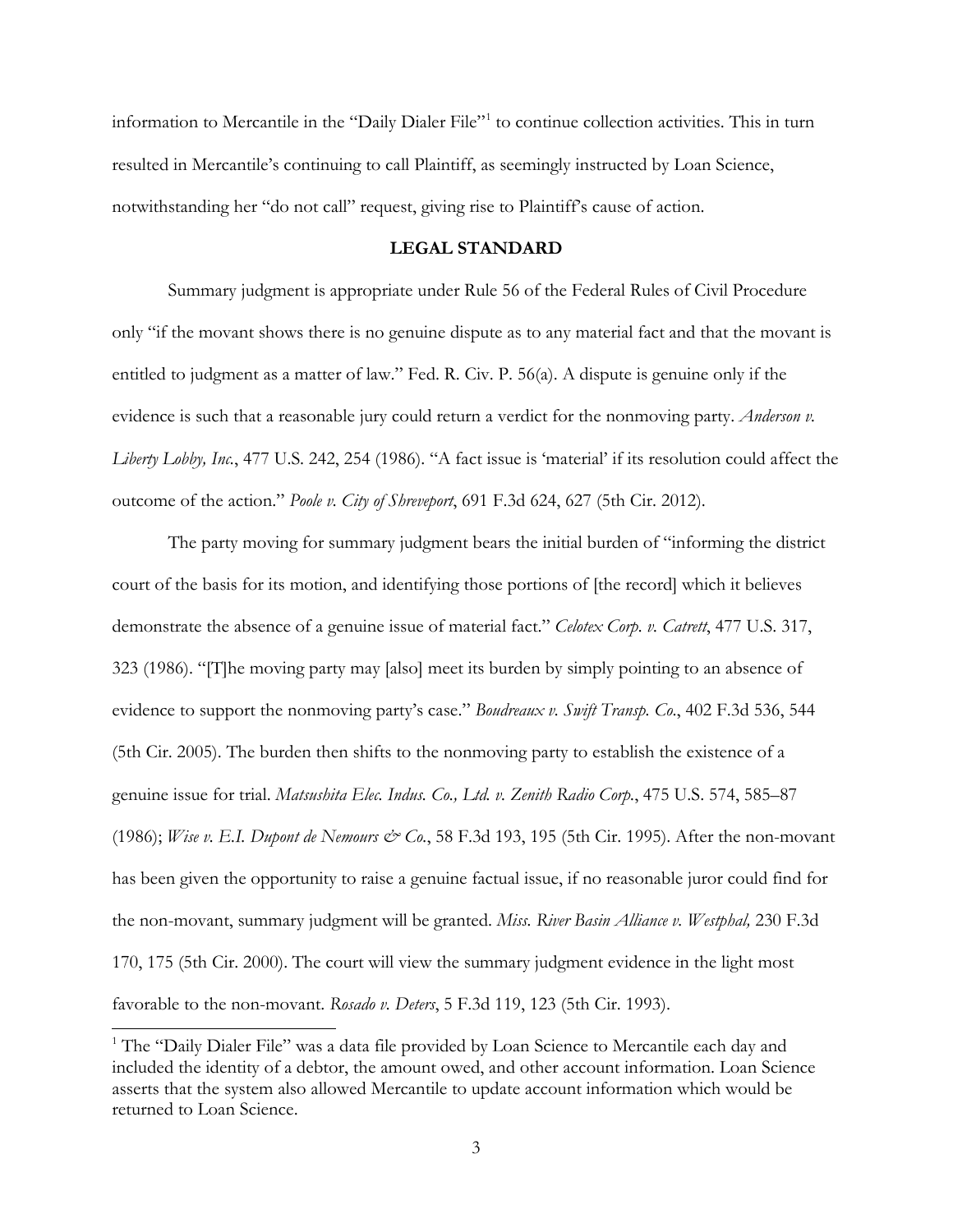information to Mercantile in the "Daily Dialer File"[1] to continue collection activities. This in turn resulted in Mercantile's continuing to call Plaintiff, as seemingly instructed by Loan Science, notwithstanding her "do not call" request, giving rise to Plaintiff's cause of action.

## LEGAL STANDARD

Summary judgment is appropriate under Rule 56 of the Federal Rules of Civil Procedure only "if the movant shows there is no genuine dispute as to any material fact and that the movant is entitled to judgment as a matter of law." Fed. R. Civ. P. 56(a). A dispute is genuine only if the evidence is such that a reasonable jury could return a verdict for the nonmoving party. *Anderson v. Liberty Lobby, Inc.*, 477 U.S. 242, 254 (1986). "A fact issue is 'material' if its resolution could affect the outcome of the action." *Poole v. City of Shreveport*, 691 F.3d 624, 627 (5th Cir. 2012).

The party moving for summary judgment bears the initial burden of "informing the district court of the basis for its motion, and identifying those portions of [the record] which it believes demonstrate the absence of a genuine issue of material fact." *Celotex Corp. v. Catrett*, 477 U.S. 317, 323 (1986). "[T]he moving party may [also] meet its burden by simply pointing to an absence of evidence to support the nonmoving party's case." *Boudreaux v. Swift Transp. Co.*, 402 F.3d 536, 544 (5th Cir. 2005). The burden then shifts to the nonmoving party to establish the existence of a genuine issue for trial. *Matsushita Elec. Indus. Co., Ltd. v. Zenith Radio Corp.*, 475 U.S. 574, 585–87 (1986); *Wise v. E.I. Dupont de Nemours & Co.*, 58 F.3d 193, 195 (5th Cir. 1995). After the non-movant has been given the opportunity to raise a genuine factual issue, if no reasonable juror could find for the non-movant, summary judgment will be granted. *Miss. River Basin Alliance v. Westphal,* 230 F.3d 170, 175 (5th Cir. 2000). The court will view the summary judgment evidence in the light most favorable to the non-movant. *Rosado v. Deters*, 5 F.3d 119, 123 (5th Cir. 1993).

[1] The "Daily Dialer File" was a data file provided by Loan Science to Mercantile each day and included the identity of a debtor, the amount owed, and other account information. Loan Science asserts that the system also allowed Mercantile to update account information which would be returned to Loan Science.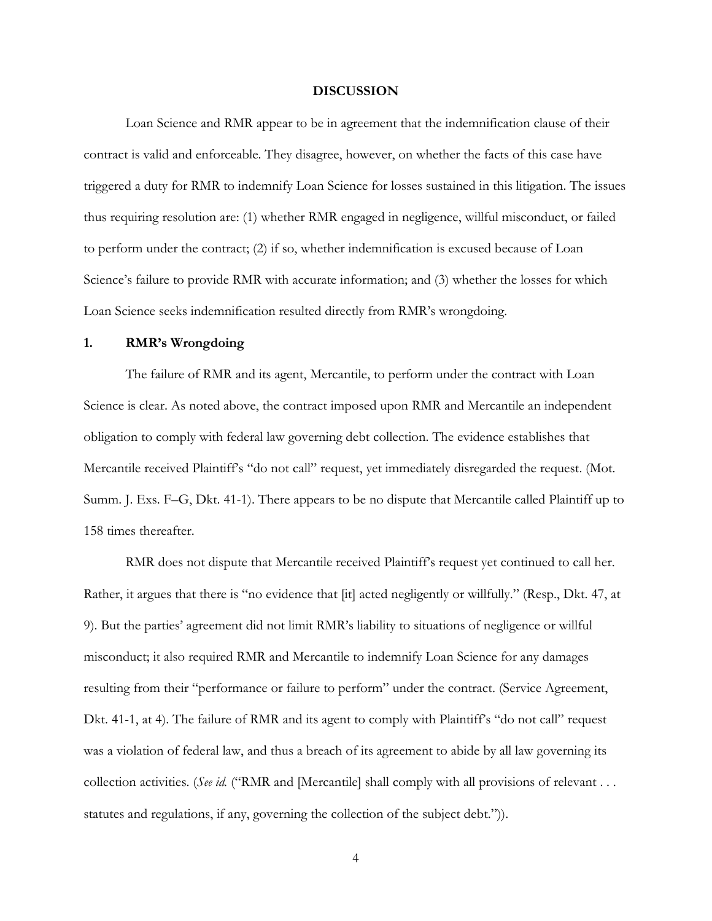## DISCUSSION

Loan Science and RMR appear to be in agreement that the indemnification clause of their contract is valid and enforceable. They disagree, however, on whether the facts of this case have triggered a duty for RMR to indemnify Loan Science for losses sustained in this litigation. The issues thus requiring resolution are: (1) whether RMR engaged in negligence, willful misconduct, or failed to perform under the contract; (2) if so, whether indemnification is excused because of Loan Science's failure to provide RMR with accurate information; and (3) whether the losses for which Loan Science seeks indemnification resulted directly from RMR's wrongdoing.

### 1. RMR's Wrongdoing

The failure of RMR and its agent, Mercantile, to perform under the contract with Loan Science is clear. As noted above, the contract imposed upon RMR and Mercantile an independent obligation to comply with federal law governing debt collection. The evidence establishes that Mercantile received Plaintiff's "do not call" request, yet immediately disregarded the request. (Mot. Summ. J. Exs. F–G, Dkt. 41-1). There appears to be no dispute that Mercantile called Plaintiff up to 158 times thereafter.

RMR does not dispute that Mercantile received Plaintiff's request yet continued to call her. Rather, it argues that there is "no evidence that [it] acted negligently or willfully." (Resp., Dkt. 47, at 9). But the parties' agreement did not limit RMR's liability to situations of negligence or willful misconduct; it also required RMR and Mercantile to indemnify Loan Science for any damages resulting from their "performance or failure to perform" under the contract. (Service Agreement, Dkt. 41-1, at 4). The failure of RMR and its agent to comply with Plaintiff's "do not call" request was a violation of federal law, and thus a breach of its agreement to abide by all law governing its collection activities. (*See id.* ("RMR and [Mercantile] shall comply with all provisions of relevant . . . statutes and regulations, if any, governing the collection of the subject debt.")).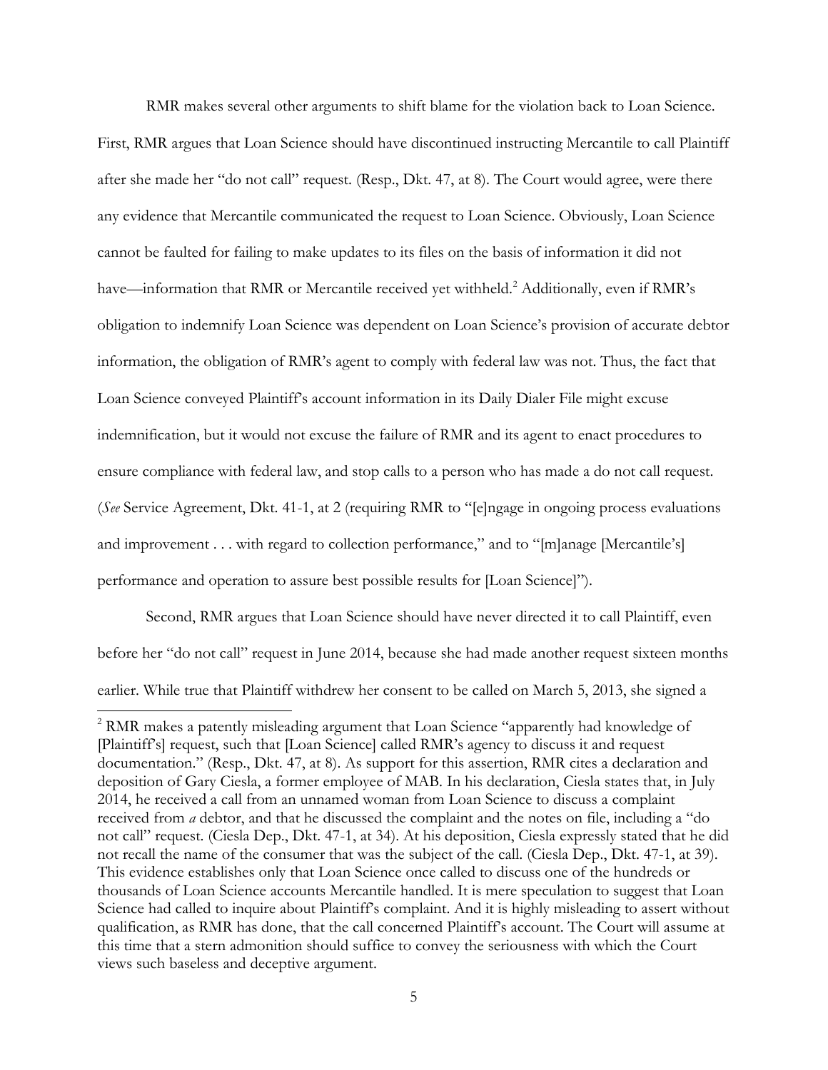RMR makes several other arguments to shift blame for the violation back to Loan Science. First, RMR argues that Loan Science should have discontinued instructing Mercantile to call Plaintiff after she made her "do not call" request. (Resp., Dkt. 47, at 8). The Court would agree, were there any evidence that Mercantile communicated the request to Loan Science. Obviously, Loan Science cannot be faulted for failing to make updates to its files on the basis of information it did not have—information that RMR or Mercantile received yet withheld.[2] Additionally, even if RMR's obligation to indemnify Loan Science was dependent on Loan Science's provision of accurate debtor information, the obligation of RMR's agent to comply with federal law was not. Thus, the fact that Loan Science conveyed Plaintiff's account information in its Daily Dialer File might excuse indemnification, but it would not excuse the failure of RMR and its agent to enact procedures to ensure compliance with federal law, and stop calls to a person who has made a do not call request. (*See* Service Agreement, Dkt. 41-1, at 2 (requiring RMR to "[e]ngage in ongoing process evaluations and improvement . . . with regard to collection performance," and to "[m]anage [Mercantile's] performance and operation to assure best possible results for [Loan Science]").

Second, RMR argues that Loan Science should have never directed it to call Plaintiff, even before her "do not call" request in June 2014, because she had made another request sixteen months earlier. While true that Plaintiff withdrew her consent to be called on March 5, 2013, she signed a

---

[2] RMR makes a patently misleading argument that Loan Science "apparently had knowledge of [Plaintiff's] request, such that [Loan Science] called RMR's agency to discuss it and request documentation." (Resp., Dkt. 47, at 8). As support for this assertion, RMR cites a declaration and deposition of Gary Ciesla, a former employee of MAB. In his declaration, Ciesla states that, in July 2014, he received a call from an unnamed woman from Loan Science to discuss a complaint received from *a* debtor, and that he discussed the complaint and the notes on file, including a "do not call" request. (Ciesla Dep., Dkt. 47-1, at 34). At his deposition, Ciesla expressly stated that he did not recall the name of the consumer that was the subject of the call. (Ciesla Dep., Dkt. 47-1, at 39). This evidence establishes only that Loan Science once called to discuss one of the hundreds or thousands of Loan Science accounts Mercantile handled. It is mere speculation to suggest that Loan Science had called to inquire about Plaintiff's complaint. And it is highly misleading to assert without qualification, as RMR has done, that the call concerned Plaintiff's account. The Court will assume at this time that a stern admonition should suffice to convey the seriousness with which the Court views such baseless and deceptive argument.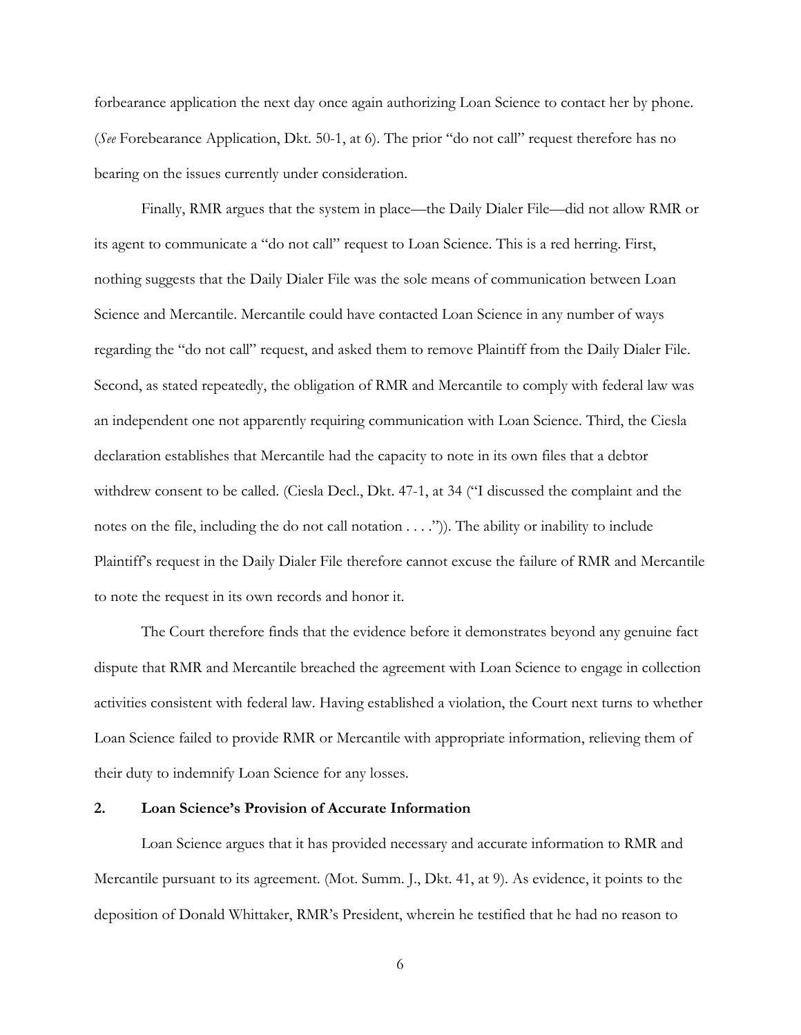forbearance application the next day once again authorizing Loan Science to contact her by phone. (*See* Forebearance Application, Dkt. 50-1, at 6). The prior "do not call" request therefore has no bearing on the issues currently under consideration.

Finally, RMR argues that the system in place—the Daily Dialer File—did not allow RMR or its agent to communicate a "do not call" request to Loan Science. This is a red herring. First, nothing suggests that the Daily Dialer File was the sole means of communication between Loan Science and Mercantile. Mercantile could have contacted Loan Science in any number of ways regarding the "do not call" request, and asked them to remove Plaintiff from the Daily Dialer File. Second, as stated repeatedly, the obligation of RMR and Mercantile to comply with federal law was an independent one not apparently requiring communication with Loan Science. Third, the Ciesla declaration establishes that Mercantile had the capacity to note in its own files that a debtor withdrew consent to be called. (Ciesla Decl., Dkt. 47-1, at 34 ("I discussed the complaint and the notes on the file, including the do not call notation . . . .")). The ability or inability to include Plaintiff's request in the Daily Dialer File therefore cannot excuse the failure of RMR and Mercantile to note the request in its own records and honor it.

The Court therefore finds that the evidence before it demonstrates beyond any genuine fact dispute that RMR and Mercantile breached the agreement with Loan Science to engage in collection activities consistent with federal law. Having established a violation, the Court next turns to whether Loan Science failed to provide RMR or Mercantile with appropriate information, relieving them of their duty to indemnify Loan Science for any losses.

### 2. Loan Science's Provision of Accurate Information

Loan Science argues that it has provided necessary and accurate information to RMR and Mercantile pursuant to its agreement. (Mot. Summ. J., Dkt. 41, at 9). As evidence, it points to the deposition of Donald Whittaker, RMR's President, wherein he testified that he had no reason to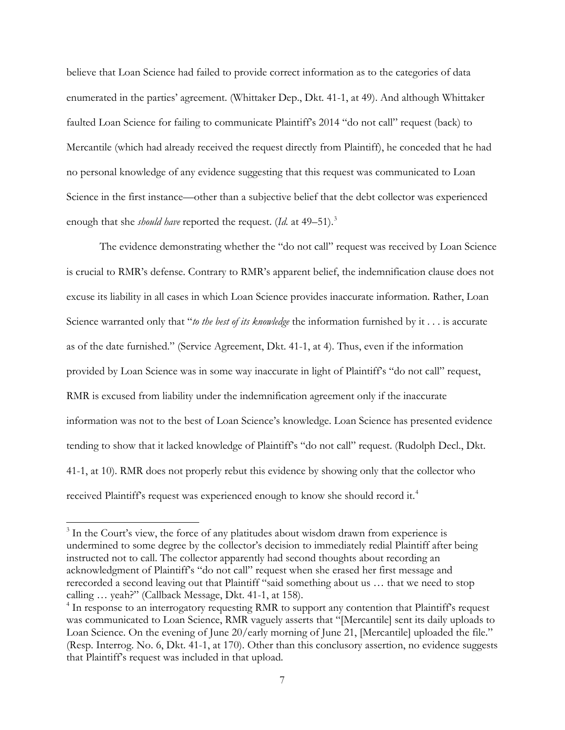believe that Loan Science had failed to provide correct information as to the categories of data enumerated in the parties' agreement. (Whittaker Dep., Dkt. 41-1, at 49). And although Whittaker faulted Loan Science for failing to communicate Plaintiff's 2014 "do not call" request (back) to Mercantile (which had already received the request directly from Plaintiff), he conceded that he had no personal knowledge of any evidence suggesting that this request was communicated to Loan Science in the first instance—other than a subjective belief that the debt collector was experienced enough that she *should have* reported the request. (*Id.* at 49–51).[3]

The evidence demonstrating whether the "do not call" request was received by Loan Science is crucial to RMR's defense. Contrary to RMR's apparent belief, the indemnification clause does not excuse its liability in all cases in which Loan Science provides inaccurate information. Rather, Loan Science warranted only that "*to the best of its knowledge* the information furnished by it . . . is accurate as of the date furnished." (Service Agreement, Dkt. 41-1, at 4). Thus, even if the information provided by Loan Science was in some way inaccurate in light of Plaintiff's "do not call" request, RMR is excused from liability under the indemnification agreement only if the inaccurate information was not to the best of Loan Science's knowledge. Loan Science has presented evidence tending to show that it lacked knowledge of Plaintiff's "do not call" request. (Rudolph Decl., Dkt. 41-1, at 10). RMR does not properly rebut this evidence by showing only that the collector who received Plaintiff's request was experienced enough to know she should record it.[4]

---

[3] In the Court's view, the force of any platitudes about wisdom drawn from experience is undermined to some degree by the collector's decision to immediately redial Plaintiff after being instructed not to call. The collector apparently had second thoughts about recording an acknowledgment of Plaintiff's "do not call" request when she erased her first message and rerecorded a second leaving out that Plaintiff "said something about us … that we need to stop calling … yeah?" (Callback Message, Dkt. 41-1, at 158).

[4] In response to an interrogatory requesting RMR to support any contention that Plaintiff's request was communicated to Loan Science, RMR vaguely asserts that "[Mercantile] sent its daily uploads to Loan Science. On the evening of June 20/early morning of June 21, [Mercantile] uploaded the file." (Resp. Interrog. No. 6, Dkt. 41-1, at 170). Other than this conclusory assertion, no evidence suggests that Plaintiff's request was included in that upload.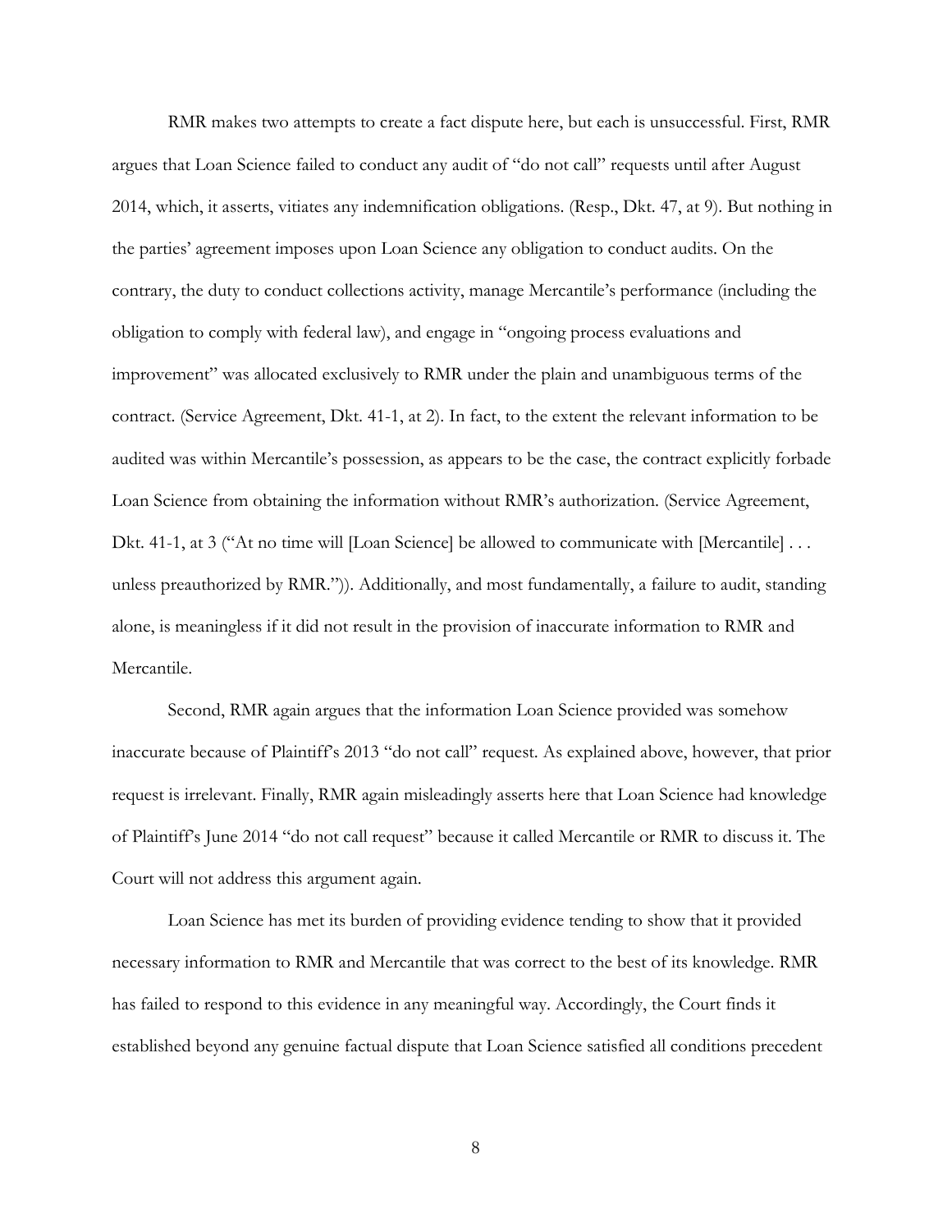RMR makes two attempts to create a fact dispute here, but each is unsuccessful. First, RMR argues that Loan Science failed to conduct any audit of "do not call" requests until after August 2014, which, it asserts, vitiates any indemnification obligations. (Resp., Dkt. 47, at 9). But nothing in the parties' agreement imposes upon Loan Science any obligation to conduct audits. On the contrary, the duty to conduct collections activity, manage Mercantile's performance (including the obligation to comply with federal law), and engage in "ongoing process evaluations and improvement" was allocated exclusively to RMR under the plain and unambiguous terms of the contract. (Service Agreement, Dkt. 41-1, at 2). In fact, to the extent the relevant information to be audited was within Mercantile's possession, as appears to be the case, the contract explicitly forbade Loan Science from obtaining the information without RMR's authorization. (Service Agreement, Dkt. 41-1, at 3 ("At no time will [Loan Science] be allowed to communicate with [Mercantile] . . . unless preauthorized by RMR.")). Additionally, and most fundamentally, a failure to audit, standing alone, is meaningless if it did not result in the provision of inaccurate information to RMR and Mercantile.

Second, RMR again argues that the information Loan Science provided was somehow inaccurate because of Plaintiff's 2013 "do not call" request. As explained above, however, that prior request is irrelevant. Finally, RMR again misleadingly asserts here that Loan Science had knowledge of Plaintiff's June 2014 "do not call request" because it called Mercantile or RMR to discuss it. The Court will not address this argument again.

Loan Science has met its burden of providing evidence tending to show that it provided necessary information to RMR and Mercantile that was correct to the best of its knowledge. RMR has failed to respond to this evidence in any meaningful way. Accordingly, the Court finds it established beyond any genuine factual dispute that Loan Science satisfied all conditions precedent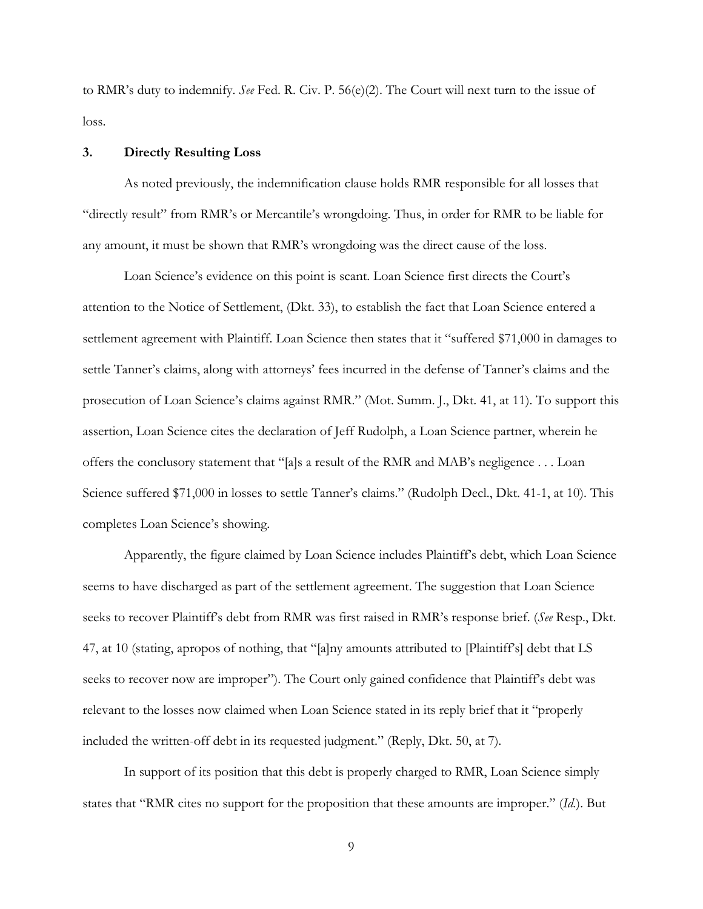to RMR's duty to indemnify. *See* Fed. R. Civ. P. 56(e)(2). The Court will next turn to the issue of loss.

### 3. Directly Resulting Loss

As noted previously, the indemnification clause holds RMR responsible for all losses that "directly result" from RMR's or Mercantile's wrongdoing. Thus, in order for RMR to be liable for any amount, it must be shown that RMR's wrongdoing was the direct cause of the loss.

Loan Science's evidence on this point is scant. Loan Science first directs the Court's attention to the Notice of Settlement, (Dkt. 33), to establish the fact that Loan Science entered a settlement agreement with Plaintiff. Loan Science then states that it "suffered $71,000 in damages to settle Tanner's claims, along with attorneys' fees incurred in the defense of Tanner's claims and the prosecution of Loan Science's claims against RMR." (Mot. Summ. J., Dkt. 41, at 11). To support this assertion, Loan Science cites the declaration of Jeff Rudolph, a Loan Science partner, wherein he offers the conclusory statement that "[a]s a result of the RMR and MAB's negligence . . . Loan Science suffered $71,000 in losses to settle Tanner's claims." (Rudolph Decl., Dkt. 41-1, at 10). This completes Loan Science's showing.

Apparently, the figure claimed by Loan Science includes Plaintiff's debt, which Loan Science seems to have discharged as part of the settlement agreement. The suggestion that Loan Science seeks to recover Plaintiff's debt from RMR was first raised in RMR's response brief. (*See* Resp., Dkt. 47, at 10 (stating, apropos of nothing, that "[a]ny amounts attributed to [Plaintiff's] debt that LS seeks to recover now are improper"). The Court only gained confidence that Plaintiff's debt was relevant to the losses now claimed when Loan Science stated in its reply brief that it "properly included the written-off debt in its requested judgment." (Reply, Dkt. 50, at 7).

In support of its position that this debt is properly charged to RMR, Loan Science simply states that "RMR cites no support for the proposition that these amounts are improper." (*Id.*). But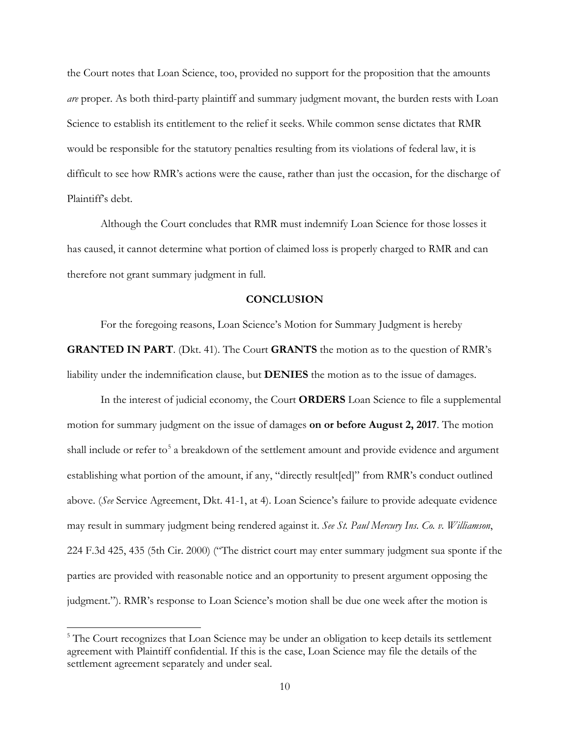the Court notes that Loan Science, too, provided no support for the proposition that the amounts *are* proper. As both third-party plaintiff and summary judgment movant, the burden rests with Loan Science to establish its entitlement to the relief it seeks. While common sense dictates that RMR would be responsible for the statutory penalties resulting from its violations of federal law, it is difficult to see how RMR's actions were the cause, rather than just the occasion, for the discharge of Plaintiff's debt.

Although the Court concludes that RMR must indemnify Loan Science for those losses it has caused, it cannot determine what portion of claimed loss is properly charged to RMR and can therefore not grant summary judgment in full.

## CONCLUSION

For the foregoing reasons, Loan Science's Motion for Summary Judgment is hereby **GRANTED IN PART**. (Dkt. 41). The Court **GRANTS** the motion as to the question of RMR's liability under the indemnification clause, but **DENIES** the motion as to the issue of damages.

In the interest of judicial economy, the Court **ORDERS** Loan Science to file a supplemental motion for summary judgment on the issue of damages **on or before August 2, 2017**. The motion shall include or refer to[5] a breakdown of the settlement amount and provide evidence and argument establishing what portion of the amount, if any, "directly result[ed]" from RMR's conduct outlined above. (*See* Service Agreement, Dkt. 41-1, at 4). Loan Science's failure to provide adequate evidence may result in summary judgment being rendered against it. *See St. Paul Mercury Ins. Co. v. Williamson*, 224 F.3d 425, 435 (5th Cir. 2000) ("The district court may enter summary judgment sua sponte if the parties are provided with reasonable notice and an opportunity to present argument opposing the judgment."). RMR's response to Loan Science's motion shall be due one week after the motion is

---

[5] The Court recognizes that Loan Science may be under an obligation to keep details its settlement agreement with Plaintiff confidential. If this is the case, Loan Science may file the details of the settlement agreement separately and under seal.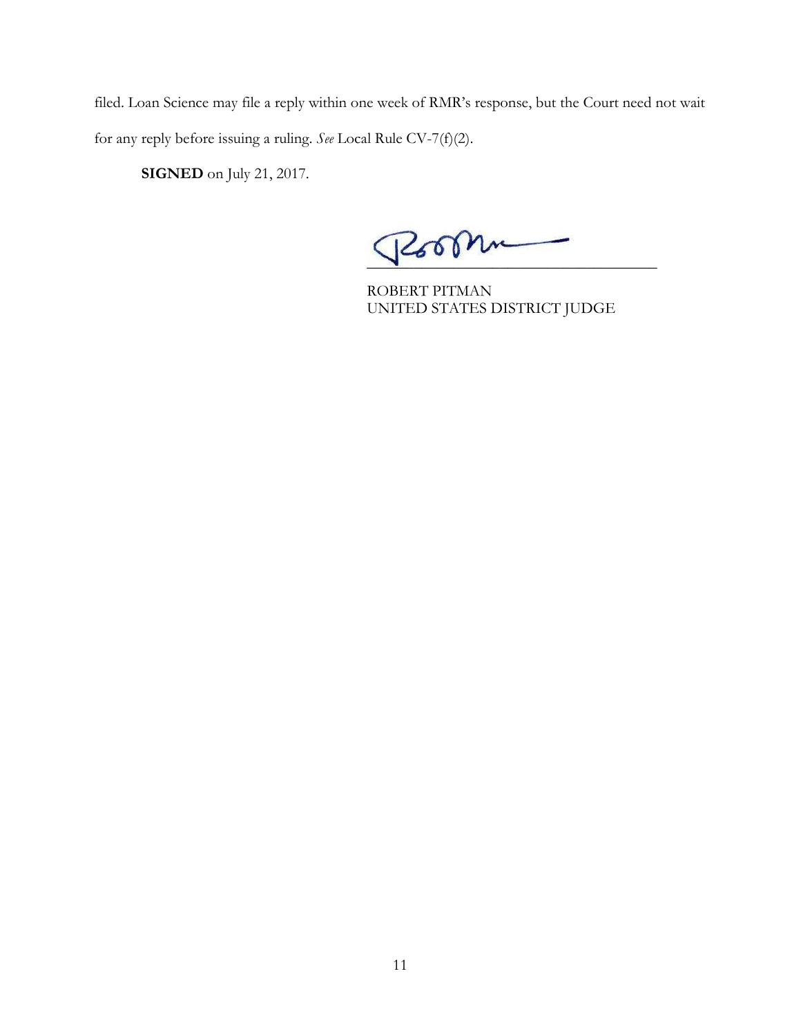filed. Loan Science may file a reply within one week of RMR's response, but the Court need not wait for any reply before issuing a ruling. *See* Local Rule CV-7(f)(2).

**SIGNED** on July 21, 2017.

ROBERT PITMAN
UNITED STATES DISTRICT JUDGE